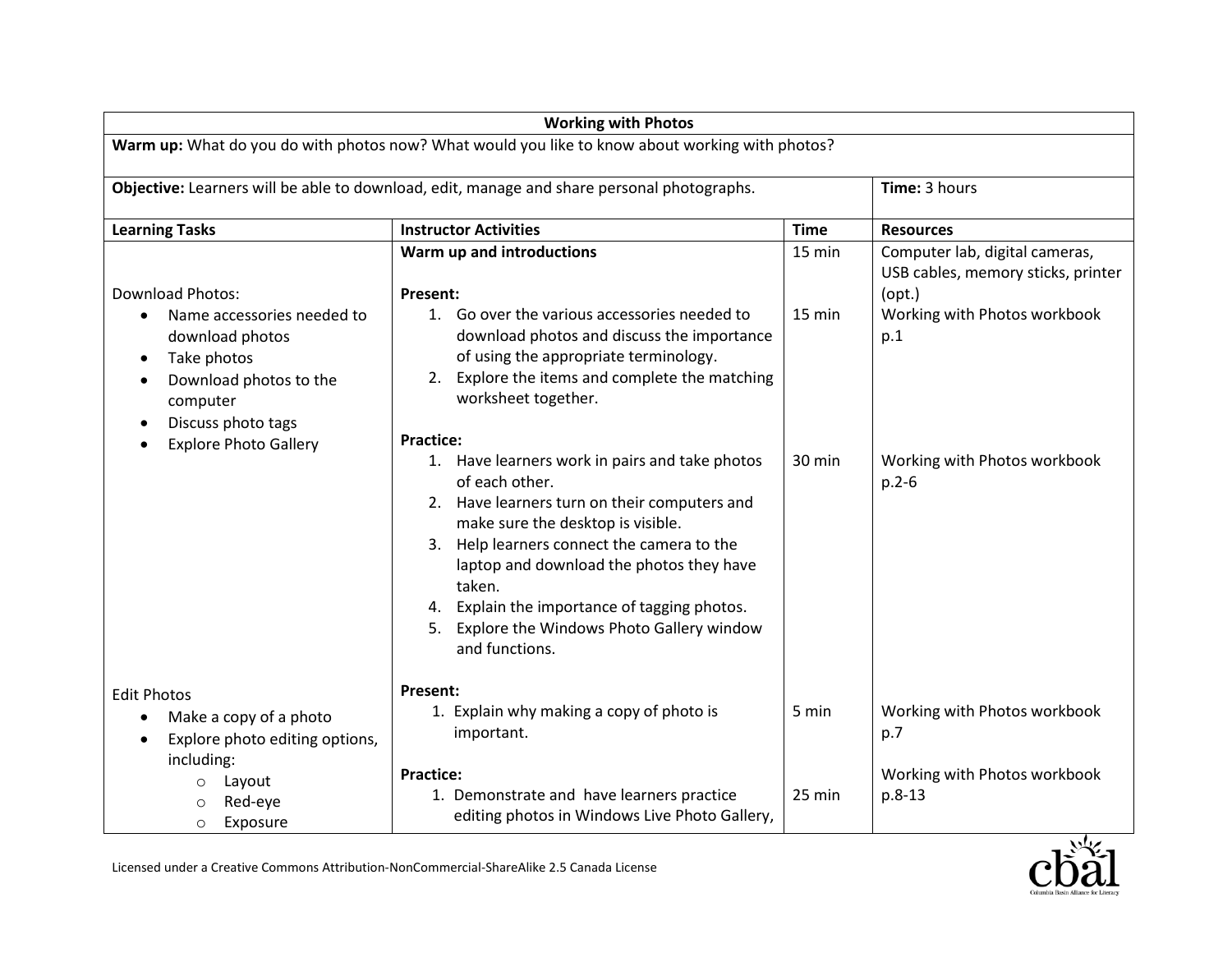| Working with Photos | | | |
|---|---|---|---|
| **Warm up:** What do you do with photos now? What would you like to know about working with photos? | | | |
| **Objective:** Learners will be able to download, edit, manage and share personal photographs. | | | **Time:** 3 hours |
| **Learning Tasks** | **Instructor Activities** | **Time** | **Resources** |
| | **Warm up and introductions** | 15 min | Computer lab, digital cameras, USB cables, memory sticks, printer (opt.) |
| Download Photos:<br>• Name accessories needed to download photos<br>• Take photos<br>• Download photos to the computer<br>• Discuss photo tags<br>• Explore Photo Gallery | **Present:**<br>1. Go over the various accessories needed to download photos and discuss the importance of using the appropriate terminology.<br>2. Explore the items and complete the matching worksheet together. | 15 min | Working with Photos workbook p.1 |
| | **Practice:**<br>1. Have learners work in pairs and take photos of each other.<br>2. Have learners turn on their computers and make sure the desktop is visible.<br>3. Help learners connect the camera to the laptop and download the photos they have taken.<br>4. Explain the importance of tagging photos.<br>5. Explore the Windows Photo Gallery window and functions. | 30 min | Working with Photos workbook p.2-6 |
| Edit Photos<br>• Make a copy of a photo<br>• Explore photo editing options, including:<br>&nbsp;&nbsp;○ Layout<br>&nbsp;&nbsp;○ Red-eye<br>&nbsp;&nbsp;○ Exposure | **Present:**<br>1. Explain why making a copy of photo is important. | 5 min | Working with Photos workbook p.7 |
| | **Practice:**<br>1. Demonstrate and have learners practice editing photos in Windows Live Photo Gallery, | 25 min | Working with Photos workbook p.8-13 |

Licensed under a Creative Commons Attribution-NonCommercial-ShareAlike 2.5 Canada License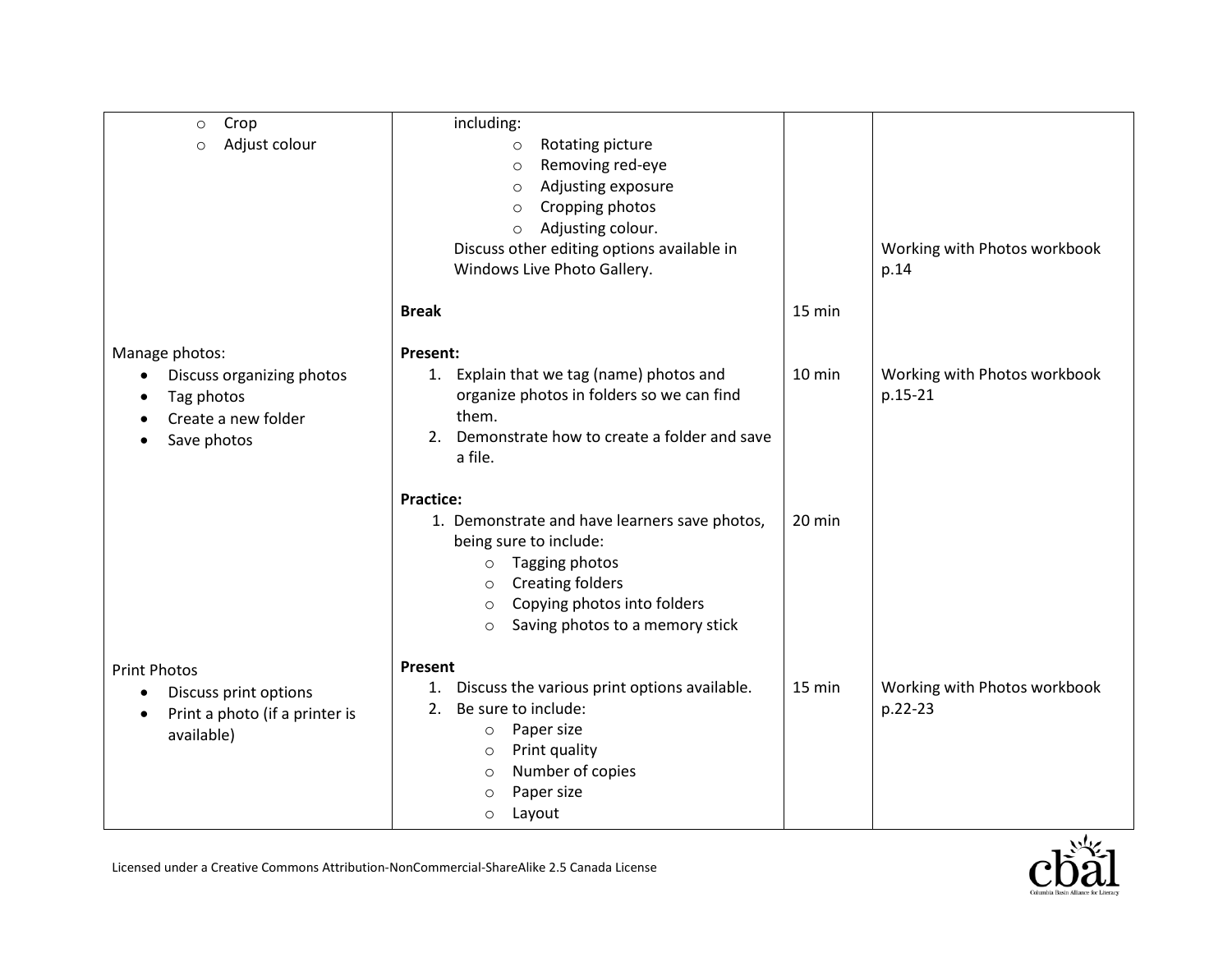| | | | |
|---|---|---|---|
| ○ Crop<br>○ Adjust colour | including:<br>○ Rotating picture<br>○ Removing red-eye<br>○ Adjusting exposure<br>○ Cropping photos<br>○ Adjusting colour.<br>Discuss other editing options available in Windows Live Photo Gallery. | | Working with Photos workbook p.14 |
| | **Break** | 15 min | |
| Manage photos:<br>• Discuss organizing photos<br>• Tag photos<br>• Create a new folder<br>• Save photos | **Present:**<br>1. Explain that we tag (name) photos and organize photos in folders so we can find them.<br>2. Demonstrate how to create a folder and save a file. | 10 min | Working with Photos workbook p.15-21 |
| | **Practice:**<br>1. Demonstrate and have learners save photos, being sure to include:<br>○ Tagging photos<br>○ Creating folders<br>○ Copying photos into folders<br>○ Saving photos to a memory stick | 20 min | |
| Print Photos<br>• Discuss print options<br>• Print a photo (if a printer is available) | **Present**<br>1. Discuss the various print options available.<br>2. Be sure to include:<br>○ Paper size<br>○ Print quality<br>○ Number of copies<br>○ Paper size<br>○ Layout | 15 min | Working with Photos workbook p.22-23 |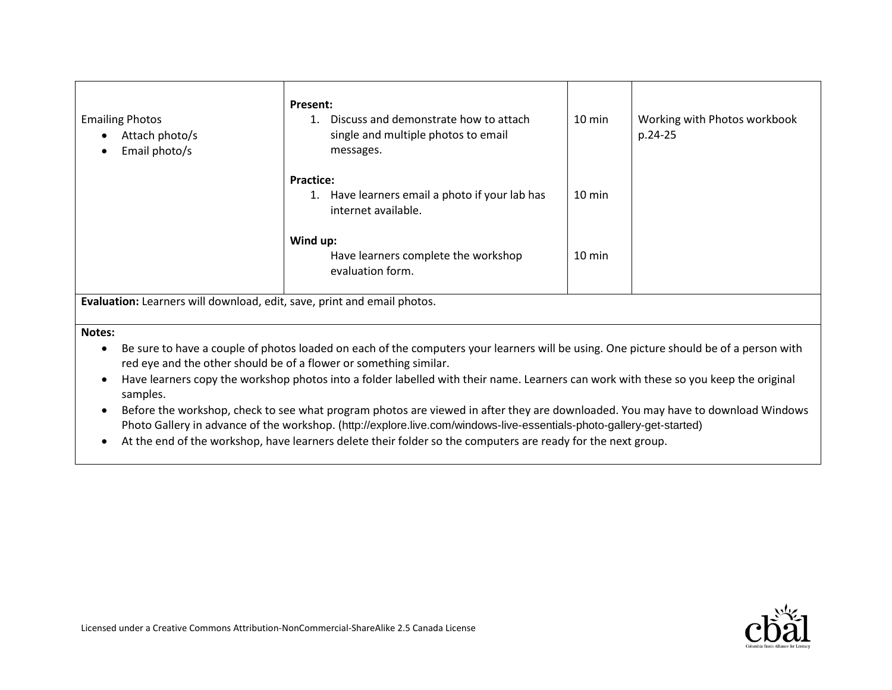| | | | |
|---|---|---|---|
| Emailing Photos<br>• Attach photo/s<br>• Email photo/s | **Present:**<br>1. Discuss and demonstrate how to attach single and multiple photos to email messages.<br><br>**Practice:**<br>1. Have learners email a photo if your lab has internet available.<br><br>**Wind up:**<br>Have learners complete the workshop evaluation form. | 10 min<br><br>10 min<br><br>10 min | Working with Photos workbook p.24-25 |
| **Evaluation:** Learners will download, edit, save, print and email photos. | | | |

**Notes:**

- Be sure to have a couple of photos loaded on each of the computers your learners will be using. One picture should be of a person with red eye and the other should be of a flower or something similar.
- Have learners copy the workshop photos into a folder labelled with their name. Learners can work with these so you keep the original samples.
- Before the workshop, check to see what program photos are viewed in after they are downloaded. You may have to download Windows Photo Gallery in advance of the workshop. (http://explore.live.com/windows-live-essentials-photo-gallery-get-started)
- At the end of the workshop, have learners delete their folder so the computers are ready for the next group.

Licensed under a Creative Commons Attribution-NonCommercial-ShareAlike 2.5 Canada License